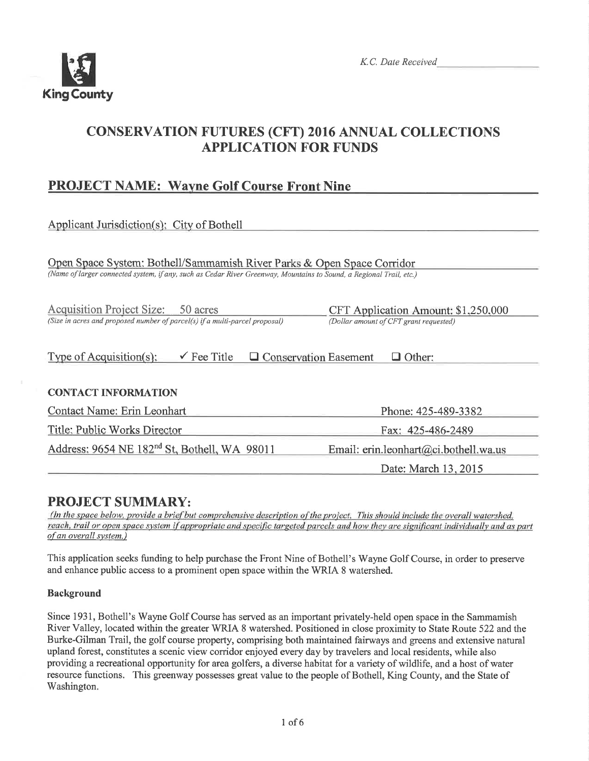King County

K.C. Date Received

# CONSERVATION FUTURES (CFT) 2016 ANNUAL COLLECTIONS APPLICATION FOR FUNDS

## PROJECT NAME: Wayne Golf Course Front Nine

Applicant Jurisdiction(s): City of Bothell

Open Space System: Bothell/Sammamish River Parks & Open Space Corridor
*(Name of larger connected system, if any, such as Cedar River Greenway, Mountains to Sound, a Regional Trail, etc.)*

Acquisition Project Size: 50 acres
*(Size in acres and proposed number of parcel(s) if a multi-parcel proposal)*

CFT Application Amount: $1,250,000
*(Dollar amount of CFT grant requested)*

Type of Acquisition(s): ✓ Fee Title ☐ Conservation Easement ☐ Other:

**CONTACT INFORMATION**

| | |
|---|---|
| Contact Name: Erin Leonhart | Phone: 425-489-3382 |
| Title: Public Works Director | Fax: 425-486-2489 |
| Address: 9654 NE 182nd St, Bothell, WA 98011 | Email: erin.leonhart@ci.bothell.wa.us |
| | Date: March 13, 2015 |

## PROJECT SUMMARY:

*(In the space below, provide a brief but comprehensive description of the project. This should include the overall watershed, reach, trail or open space system if appropriate and specific targeted parcels and how they are significant individually and as part of an overall system.)*

This application seeks funding to help purchase the Front Nine of Bothell's Wayne Golf Course, in order to preserve and enhance public access to a prominent open space within the WRIA 8 watershed.

**Background**

Since 1931, Bothell's Wayne Golf Course has served as an important privately-held open space in the Sammamish River Valley, located within the greater WRIA 8 watershed. Positioned in close proximity to State Route 522 and the Burke-Gilman Trail, the golf course property, comprising both maintained fairways and greens and extensive natural upland forest, constitutes a scenic view corridor enjoyed every day by travelers and local residents, while also providing a recreational opportunity for area golfers, a diverse habitat for a variety of wildlife, and a host of water resource functions. This greenway possesses great value to the people of Bothell, King County, and the State of Washington.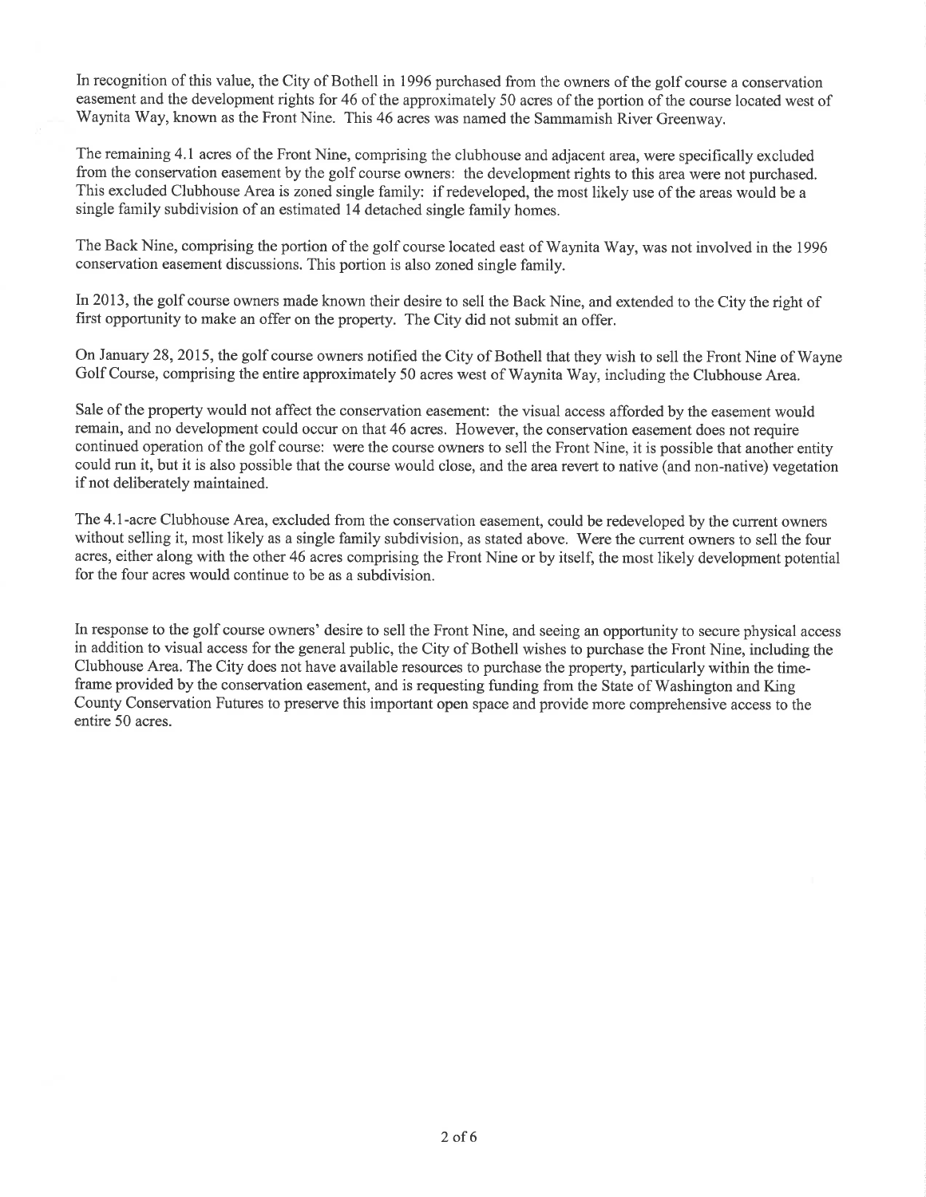In recognition of this value, the City of Bothell in 1996 purchased from the owners of the golf course a conservation easement and the development rights for 46 of the approximately 50 acres of the portion of the course located west of Waynita Way, known as the Front Nine. This 46 acres was named the Sammamish River Greenway.

The remaining 4.1 acres of the Front Nine, comprising the clubhouse and adjacent area, were specifically excluded from the conservation easement by the golf course owners: the development rights to this area were not purchased. This excluded Clubhouse Area is zoned single family: if redeveloped, the most likely use of the areas would be a single family subdivision of an estimated 14 detached single family homes.

The Back Nine, comprising the portion of the golf course located east of Waynita Way, was not involved in the 1996 conservation easement discussions. This portion is also zoned single family.

In 2013, the golf course owners made known their desire to sell the Back Nine, and extended to the City the right of first opportunity to make an offer on the property. The City did not submit an offer.

On January 28, 2015, the golf course owners notified the City of Bothell that they wish to sell the Front Nine of Wayne Golf Course, comprising the entire approximately 50 acres west of Waynita Way, including the Clubhouse Area.

Sale of the property would not affect the conservation easement: the visual access afforded by the easement would remain, and no development could occur on that 46 acres. However, the conservation easement does not require continued operation of the golf course: were the course owners to sell the Front Nine, it is possible that another entity could run it, but it is also possible that the course would close, and the area revert to native (and non-native) vegetation if not deliberately maintained.

The 4.1-acre Clubhouse Area, excluded from the conservation easement, could be redeveloped by the current owners without selling it, most likely as a single family subdivision, as stated above. Were the current owners to sell the four acres, either along with the other 46 acres comprising the Front Nine or by itself, the most likely development potential for the four acres would continue to be as a subdivision.

In response to the golf course owners' desire to sell the Front Nine, and seeing an opportunity to secure physical access in addition to visual access for the general public, the City of Bothell wishes to purchase the Front Nine, including the Clubhouse Area. The City does not have available resources to purchase the property, particularly within the time-frame provided by the conservation easement, and is requesting funding from the State of Washington and King County Conservation Futures to preserve this important open space and provide more comprehensive access to the entire 50 acres.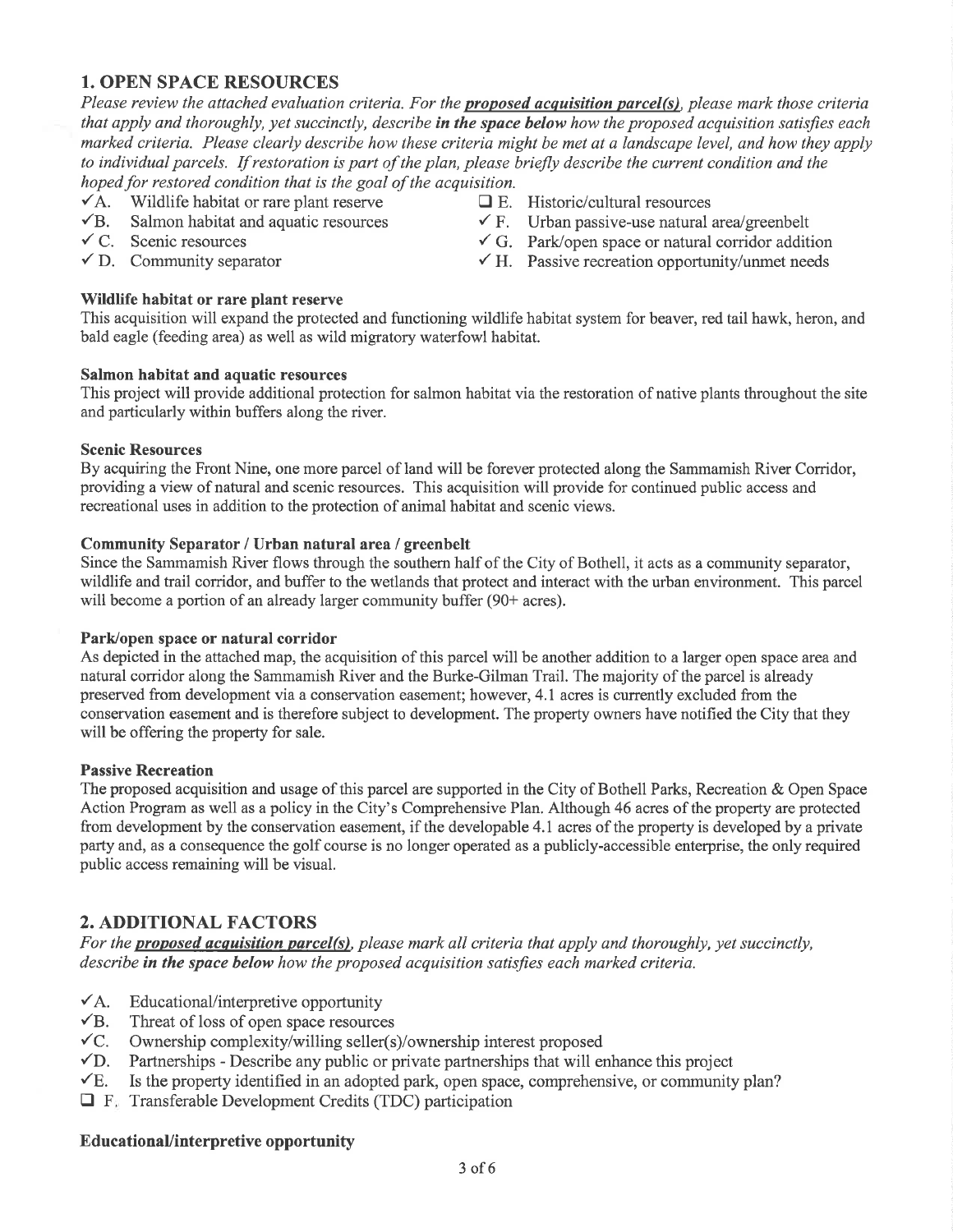## 1. OPEN SPACE RESOURCES

*Please review the attached evaluation criteria. For the* ***proposed acquisition parcel(s)****, please mark those criteria that apply and thoroughly, yet succinctly, describe* ***in the space below*** *how the proposed acquisition satisfies each marked criteria. Please clearly describe how these criteria might be met at a landscape level, and how they apply to individual parcels. If restoration is part of the plan, please briefly describe the current condition and the hoped for restored condition that is the goal of the acquisition.*

- ✓A. Wildlife habitat or rare plant reserve
- ✓B. Salmon habitat and aquatic resources
- ✓ C. Scenic resources
- ✓ D. Community separator
- ❑ E. Historic/cultural resources
- ✓ F. Urban passive-use natural area/greenbelt
- ✓ G. Park/open space or natural corridor addition
- ✓ H. Passive recreation opportunity/unmet needs

**Wildlife habitat or rare plant reserve**

This acquisition will expand the protected and functioning wildlife habitat system for beaver, red tail hawk, heron, and bald eagle (feeding area) as well as wild migratory waterfowl habitat.

**Salmon habitat and aquatic resources**

This project will provide additional protection for salmon habitat via the restoration of native plants throughout the site and particularly within buffers along the river.

**Scenic Resources**

By acquiring the Front Nine, one more parcel of land will be forever protected along the Sammamish River Corridor, providing a view of natural and scenic resources. This acquisition will provide for continued public access and recreational uses in addition to the protection of animal habitat and scenic views.

**Community Separator / Urban natural area / greenbelt**

Since the Sammamish River flows through the southern half of the City of Bothell, it acts as a community separator, wildlife and trail corridor, and buffer to the wetlands that protect and interact with the urban environment. This parcel will become a portion of an already larger community buffer (90+ acres).

**Park/open space or natural corridor**

As depicted in the attached map, the acquisition of this parcel will be another addition to a larger open space area and natural corridor along the Sammamish River and the Burke-Gilman Trail. The majority of the parcel is already preserved from development via a conservation easement; however, 4.1 acres is currently excluded from the conservation easement and is therefore subject to development. The property owners have notified the City that they will be offering the property for sale.

**Passive Recreation**

The proposed acquisition and usage of this parcel are supported in the City of Bothell Parks, Recreation & Open Space Action Program as well as a policy in the City's Comprehensive Plan. Although 46 acres of the property are protected from development by the conservation easement, if the developable 4.1 acres of the property is developed by a private party and, as a consequence the golf course is no longer operated as a publicly-accessible enterprise, the only required public access remaining will be visual.

## 2. ADDITIONAL FACTORS

*For the* ***proposed acquisition parcel(s)****, please mark all criteria that apply and thoroughly, yet succinctly, describe* ***in the space below*** *how the proposed acquisition satisfies each marked criteria.*

- ✓A. Educational/interpretive opportunity
- ✓B. Threat of loss of open space resources
- ✓C. Ownership complexity/willing seller(s)/ownership interest proposed
- ✓D. Partnerships - Describe any public or private partnerships that will enhance this project
- ✓E. Is the property identified in an adopted park, open space, comprehensive, or community plan?
- ❑ F. Transferable Development Credits (TDC) participation

**Educational/interpretive opportunity**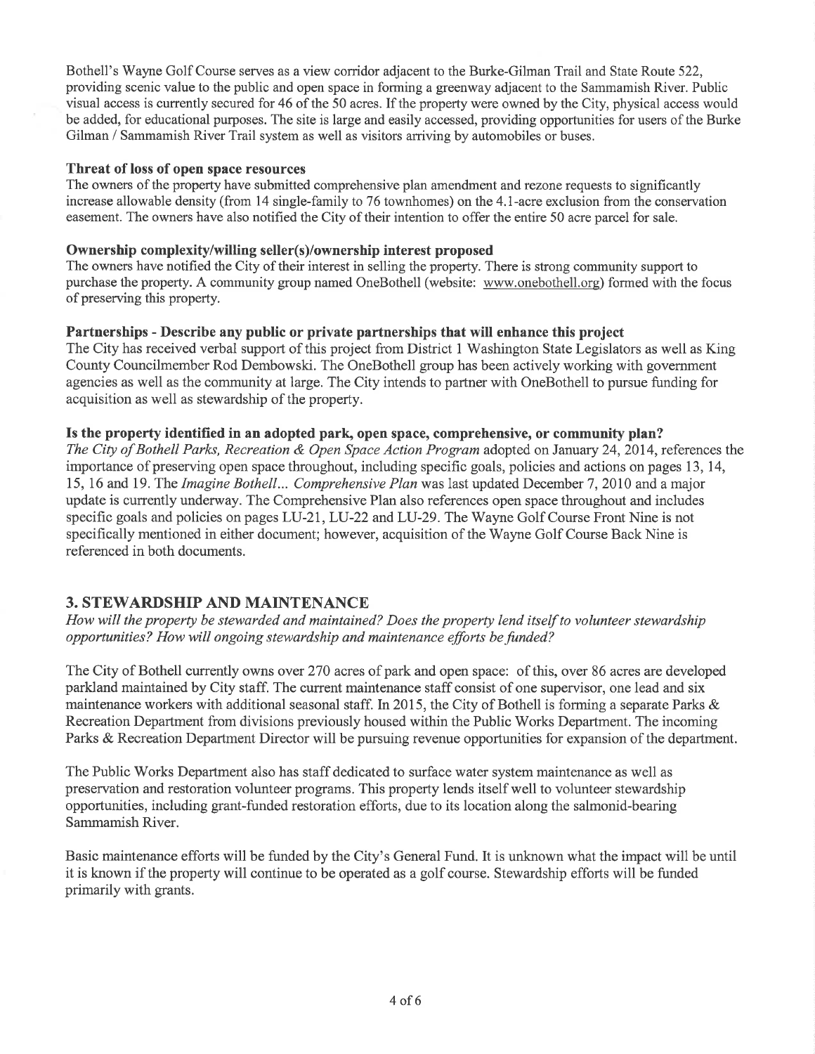Bothell's Wayne Golf Course serves as a view corridor adjacent to the Burke-Gilman Trail and State Route 522, providing scenic value to the public and open space in forming a greenway adjacent to the Sammamish River. Public visual access is currently secured for 46 of the 50 acres. If the property were owned by the City, physical access would be added, for educational purposes. The site is large and easily accessed, providing opportunities for users of the Burke Gilman / Sammamish River Trail system as well as visitors arriving by automobiles or buses.

**Threat of loss of open space resources**

The owners of the property have submitted comprehensive plan amendment and rezone requests to significantly increase allowable density (from 14 single-family to 76 townhomes) on the 4.1-acre exclusion from the conservation easement. The owners have also notified the City of their intention to offer the entire 50 acre parcel for sale.

**Ownership complexity/willing seller(s)/ownership interest proposed**

The owners have notified the City of their interest in selling the property. There is strong community support to purchase the property. A community group named OneBothell (website: www.onebothell.org) formed with the focus of preserving this property.

**Partnerships - Describe any public or private partnerships that will enhance this project**

The City has received verbal support of this project from District 1 Washington State Legislators as well as King County Councilmember Rod Dembowski. The OneBothell group has been actively working with government agencies as well as the community at large. The City intends to partner with OneBothell to pursue funding for acquisition as well as stewardship of the property.

**Is the property identified in an adopted park, open space, comprehensive, or community plan?**

*The City of Bothell Parks, Recreation & Open Space Action Program* adopted on January 24, 2014, references the importance of preserving open space throughout, including specific goals, policies and actions on pages 13, 14, 15, 16 and 19. The *Imagine Bothell... Comprehensive Plan* was last updated December 7, 2010 and a major update is currently underway. The Comprehensive Plan also references open space throughout and includes specific goals and policies on pages LU-21, LU-22 and LU-29. The Wayne Golf Course Front Nine is not specifically mentioned in either document; however, acquisition of the Wayne Golf Course Back Nine is referenced in both documents.

## 3. STEWARDSHIP AND MAINTENANCE

*How will the property be stewarded and maintained? Does the property lend itself to volunteer stewardship opportunities? How will ongoing stewardship and maintenance efforts be funded?*

The City of Bothell currently owns over 270 acres of park and open space: of this, over 86 acres are developed parkland maintained by City staff. The current maintenance staff consist of one supervisor, one lead and six maintenance workers with additional seasonal staff. In 2015, the City of Bothell is forming a separate Parks & Recreation Department from divisions previously housed within the Public Works Department. The incoming Parks & Recreation Department Director will be pursuing revenue opportunities for expansion of the department.

The Public Works Department also has staff dedicated to surface water system maintenance as well as preservation and restoration volunteer programs. This property lends itself well to volunteer stewardship opportunities, including grant-funded restoration efforts, due to its location along the salmonid-bearing Sammamish River.

Basic maintenance efforts will be funded by the City's General Fund. It is unknown what the impact will be until it is known if the property will continue to be operated as a golf course. Stewardship efforts will be funded primarily with grants.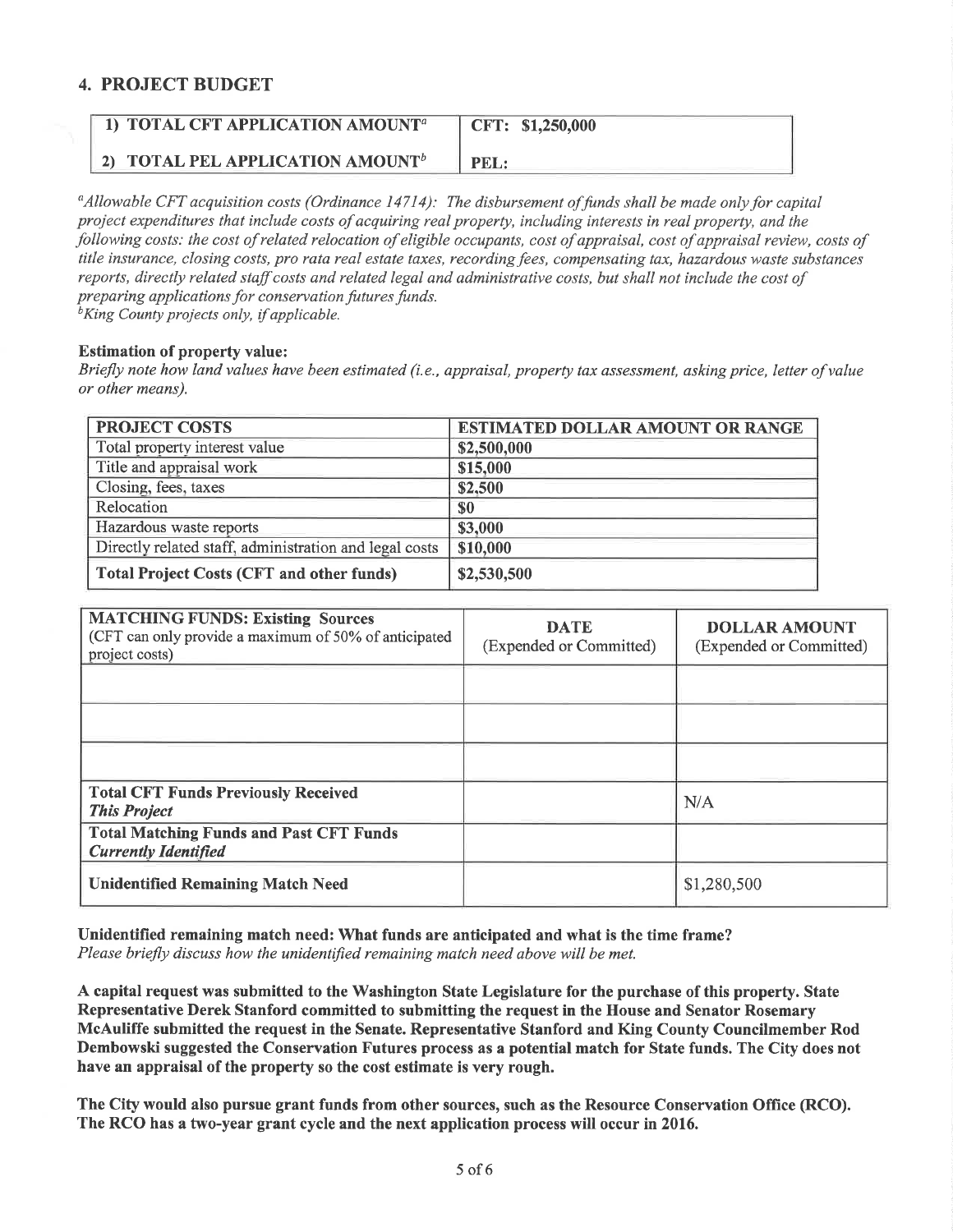## 4. PROJECT BUDGET

| 1) TOTAL CFT APPLICATION AMOUNT[a] | CFT: $1,250,000 |
|---|---|
| 2) TOTAL PEL APPLICATION AMOUNT[b] | PEL: |

*[a]Allowable CFT acquisition costs (Ordinance 14714): The disbursement of funds shall be made only for capital project expenditures that include costs of acquiring real property, including interests in real property, and the following costs: the cost of related relocation of eligible occupants, cost of appraisal, cost of appraisal review, costs of title insurance, closing costs, pro rata real estate taxes, recording fees, compensating tax, hazardous waste substances reports, directly related staff costs and related legal and administrative costs, but shall not include the cost of preparing applications for conservation futures funds.*
*[b]King County projects only, if applicable.*

**Estimation of property value:**
*Briefly note how land values have been estimated (i.e., appraisal, property tax assessment, asking price, letter of value or other means).*

| PROJECT COSTS | ESTIMATED DOLLAR AMOUNT OR RANGE |
|---|---|
| Total property interest value | $2,500,000 |
| Title and appraisal work | $15,000 |
| Closing, fees, taxes | $2,500 |
| Relocation | $0 |
| Hazardous waste reports | $3,000 |
| Directly related staff, administration and legal costs | $10,000 |
| **Total Project Costs (CFT and other funds)** | $2,530,500 |

| MATCHING FUNDS: Existing Sources (CFT can only provide a maximum of 50% of anticipated project costs) | DATE (Expended or Committed) | DOLLAR AMOUNT (Expended or Committed) |
|---|---|---|
| | | |
| | | |
| | | |
| **Total CFT Funds Previously Received *This Project*** | | N/A |
| **Total Matching Funds and Past CFT Funds *Currently Identified*** | | |
| **Unidentified Remaining Match Need** | | $1,280,500 |

**Unidentified remaining match need: What funds are anticipated and what is the time frame?**
*Please briefly discuss how the unidentified remaining match need above will be met.*

**A capital request was submitted to the Washington State Legislature for the purchase of this property. State Representative Derek Stanford committed to submitting the request in the House and Senator Rosemary McAuliffe submitted the request in the Senate. Representative Stanford and King County Councilmember Rod Dembowski suggested the Conservation Futures process as a potential match for State funds. The City does not have an appraisal of the property so the cost estimate is very rough.**

**The City would also pursue grant funds from other sources, such as the Resource Conservation Office (RCO). The RCO has a two-year grant cycle and the next application process will occur in 2016.**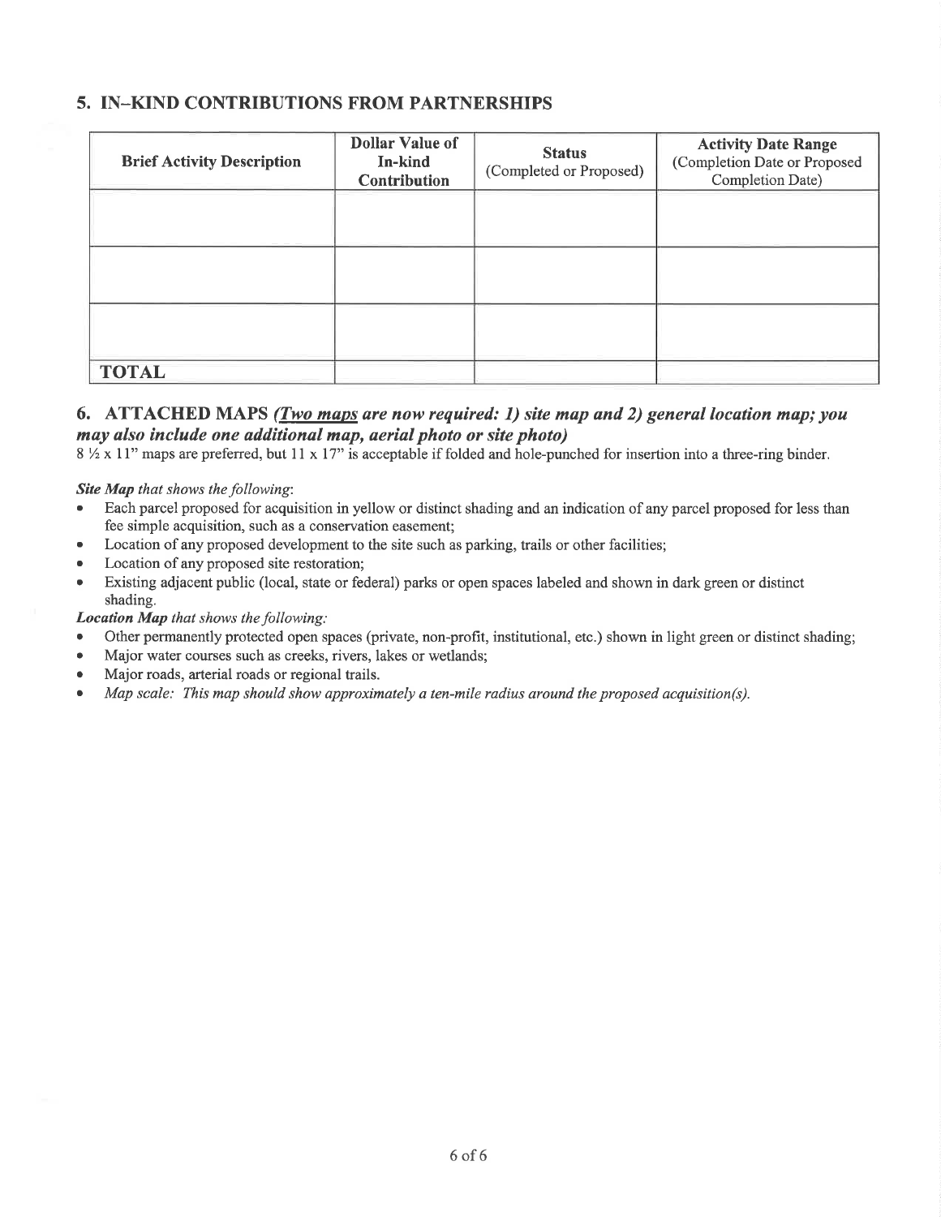## 5. IN–KIND CONTRIBUTIONS FROM PARTNERSHIPS

| Brief Activity Description | Dollar Value of In-kind Contribution | Status (Completed or Proposed) | Activity Date Range (Completion Date or Proposed Completion Date) |
|---|---|---|---|
| | | | |
| | | | |
| | | | |
| **TOTAL** | | | |

## 6. ATTACHED MAPS *(__Two maps__ are now required: 1) site map and 2) general location map; you may also include one additional map, aerial photo or site photo)*

8 ½ x 11" maps are preferred, but 11 x 17" is acceptable if folded and hole-punched for insertion into a three-ring binder.

***Site Map** that shows the following*:

- Each parcel proposed for acquisition in yellow or distinct shading and an indication of any parcel proposed for less than fee simple acquisition, such as a conservation easement;
- Location of any proposed development to the site such as parking, trails or other facilities;
- Location of any proposed site restoration;
- Existing adjacent public (local, state or federal) parks or open spaces labeled and shown in dark green or distinct shading.

***Location Map** that shows the following:*

- Other permanently protected open spaces (private, non-profit, institutional, etc.) shown in light green or distinct shading;
- Major water courses such as creeks, rivers, lakes or wetlands;
- Major roads, arterial roads or regional trails.
- *Map scale: This map should show approximately a ten-mile radius around the proposed acquisition(s).*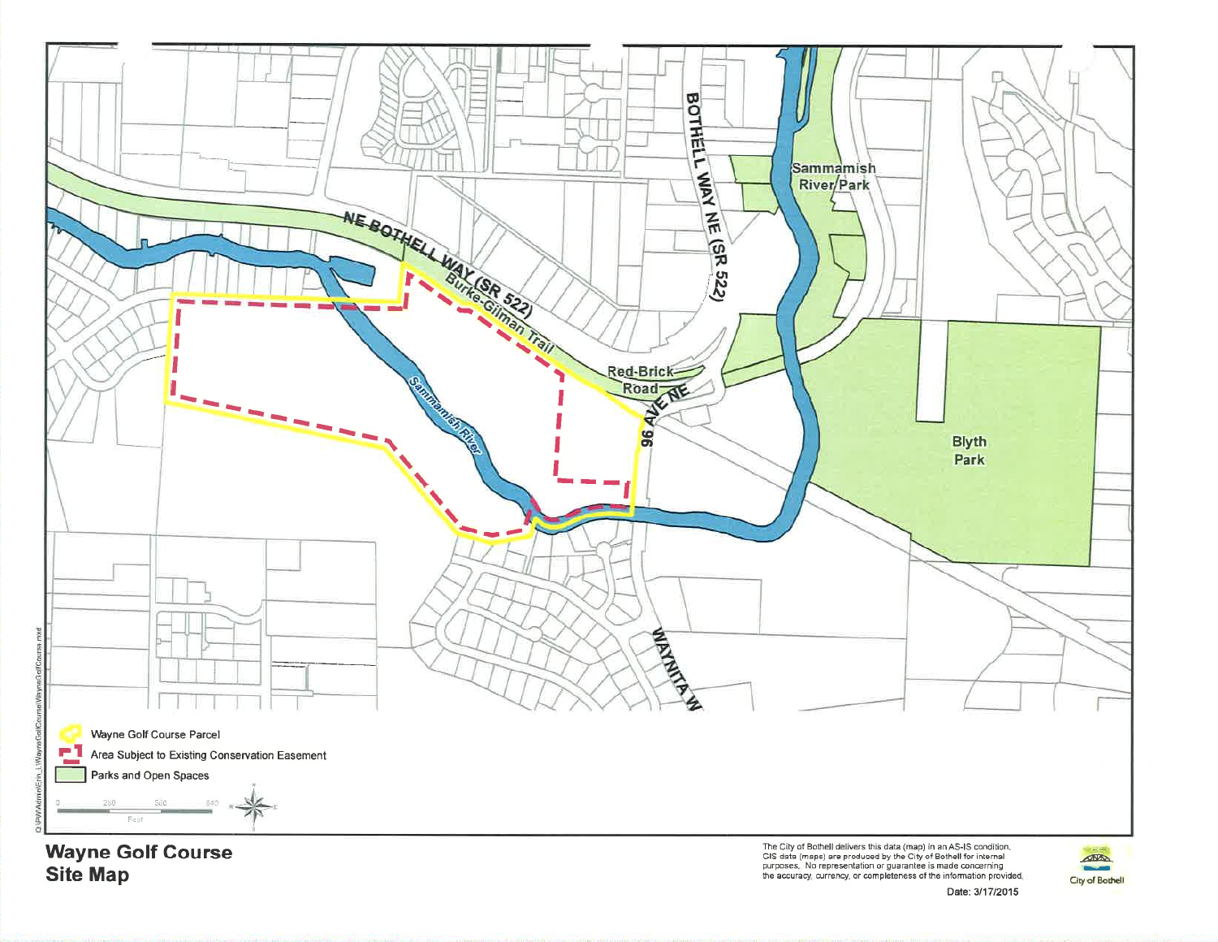NE BOTHELL WAY (SR 522)

Burke-Gilman Trail

BOTHELL WAY NE (SR 522)

Sammamish River Park

Red-Brick Road

96 AVE NE

Sammamish River

Blyth Park

WAYNITA W

Wayne Golf Course Parcel

Area Subject to Existing Conservation Easement

Parks and Open Spaces

0 250 500 840

Feet

# Wayne Golf Course Site Map

The City of Bothell delivers this data (map) in an AS-IS condition. GIS data (maps) are produced by the City of Bothell for internal purposes. No representation or guarantee is made concerning the accuracy, currency, or completeness of the information provided.

Date: 3/17/2015

City of Bothell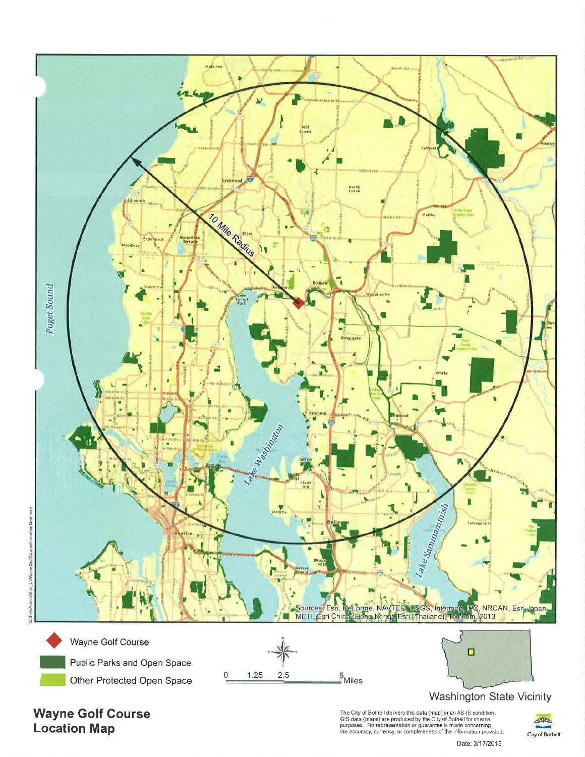# Wayne Golf Course Location Map

10 Mile Radius

Puget Sound

Lake Washington

Lake Sammamish

Sources: Esri, DeLorme, NAVTEQ, USGS, Intermap, IPC, NRCAN, Esri Japan, METI, Esri China (Hong Kong), Esri (Thailand), TomTom, 2013

- Wayne Golf Course
- Public Parks and Open Space
- Other Protected Open Space

0 1.25 2.5 5 Miles

Washington State Vicinity

The City of Bothell delivers this data (map) in an AS-IS condition. GIS data (maps) are produced by the City of Bothell for internal purposes. No representation or guarantee is made concerning the accuracy, currency, or completeness of the information provided.

City of Bothell

Date: 3/17/2015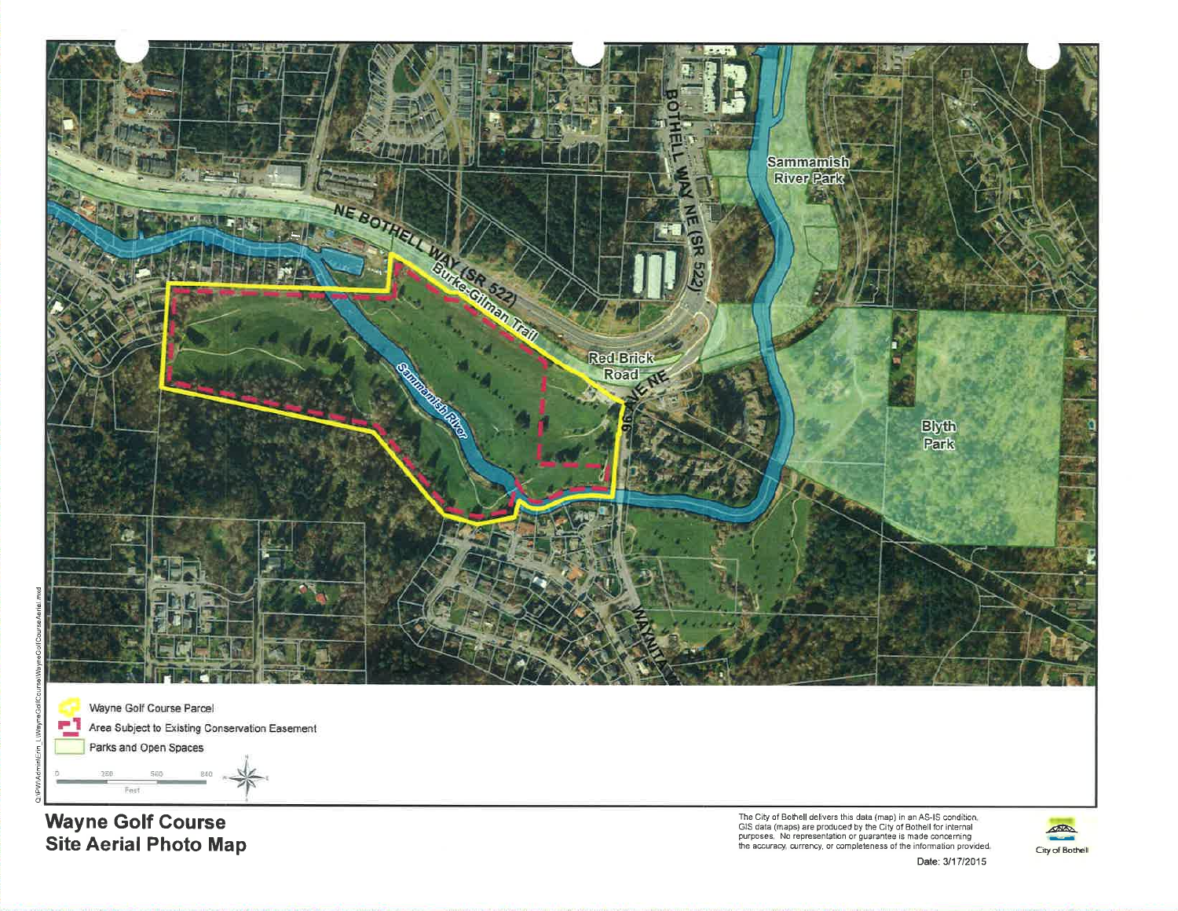NE BOTHELL WAY (SR 522)

Burke-Gilman Trail

BOTHELL WAY NE (SR 522)

Sammamish River Park

Red Brick Road

96 AVE NE

Sammamish River

Blyth Park

WAYNITA WAY

Wayne Golf Course Parcel

Area Subject to Existing Conservation Easement

Parks and Open Spaces

0 280 560 840

Feet

# Wayne Golf Course Site Aerial Photo Map

The City of Bothell delivers this data (map) in an AS-IS condition. GIS data (maps) are produced by the City of Bothell for internal purposes. No representation or guarantee is made concerning the accuracy, currency, or completeness of the information provided.

Date: 3/17/2015

City of Bothell

Q:\PW\Admin\Erin_L\WayneGolfCourse\WayneGolfCourseAerial.mxd